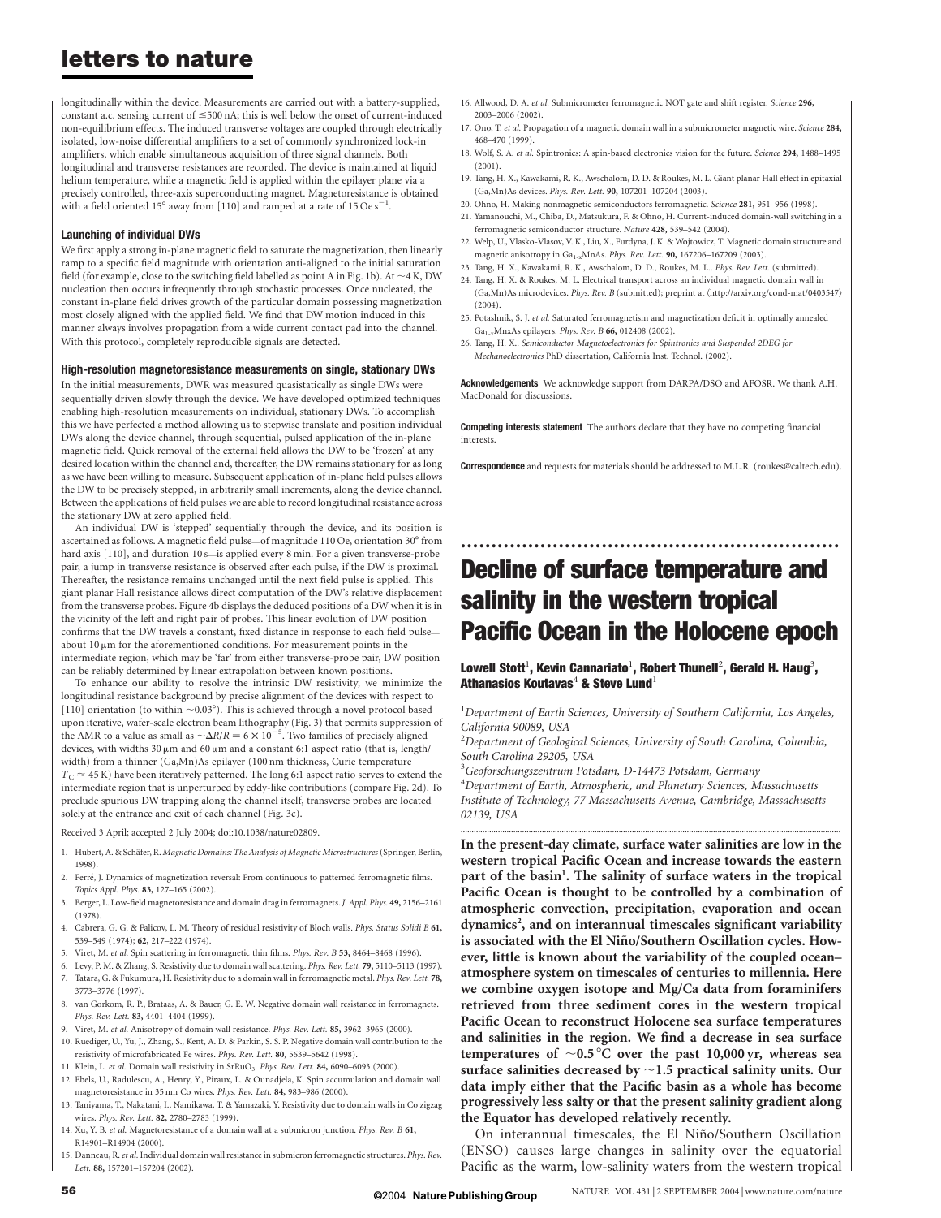longitudinally within the device. Measurements are carried out with a battery-supplied, constant a.c. sensing current of ≤500 nA; this is well below the onset of current-induced non-equilibrium effects. The induced transverse voltages are coupled through electrically isolated, low-noise differential amplifiers to a set of commonly synchronized lock-in amplifiers, which enable simultaneous acquisition of three signal channels. Both longitudinal and transverse resistances are recorded. The device is maintained at liquid helium temperature, while a magnetic field is applied within the epilayer plane via a precisely controlled, three-axis superconducting magnet. Magnetoresistance is obtained with a field oriented 15° away from [110] and ramped at a rate of $15\,\mathrm{Oe\,s^{-1}}$.

### Launching of individual DWs

We first apply a strong in-plane magnetic field to saturate the magnetization, then linearly ramp to a specific field magnitude with orientation anti-aligned to the initial saturation field (for example, close to the switching field labelled as point A in Fig. 1b). At ~4 K, DW nucleation then occurs infrequently through stochastic processes. Once nucleated, the constant in-plane field drives growth of the particular domain possessing magnetization most closely aligned with the applied field. We find that DW motion induced in this manner always involves propagation from a wide current contact pad into the channel. With this protocol, completely reproducible signals are detected.

### High-resolution magnetoresistance measurements on single, stationary DWs

In the initial measurements, DWR was measured quasistatically as single DWs were sequentially driven slowly through the device. We have developed optimized techniques enabling high-resolution measurements on individual, stationary DWs. To accomplish this we have perfected a method allowing us to stepwise translate and position individual DWs along the device channel, through sequential, pulsed application of the in-plane magnetic field. Quick removal of the external field allows the DW to be 'frozen' at any desired location within the channel and, thereafter, the DW remains stationary for as long as we have been willing to measure. Subsequent application of in-plane field pulses allows the DW to be precisely stepped, in arbitrarily small increments, along the device channel. Between the applications of field pulses we are able to record longitudinal resistance across the stationary DW at zero applied field.

An individual DW is 'stepped' sequentially through the device, and its position is ascertained as follows. A magnetic field pulse—of magnitude 110 Oe, orientation 30° from hard axis [110], and duration 10 s—is applied every 8 min. For a given transverse-probe pair, a jump in transverse resistance is observed after each pulse, if the DW is proximal. Thereafter, the resistance remains unchanged until the next field pulse is applied. This giant planar Hall resistance allows direct computation of the DW's relative displacement from the transverse probes. Figure 4b displays the deduced positions of a DW when it is in the vicinity of the left and right pair of probes. This linear evolution of DW position confirms that the DW travels a constant, fixed distance in response to each field pulse—about 10 μm for the aforementioned conditions. For measurement points in the intermediate region, which may be 'far' from either transverse-probe pair, DW position can be reliably determined by linear extrapolation between known positions.

To enhance our ability to resolve the intrinsic DW resistivity, we minimize the longitudinal resistance background by precise alignment of the devices with respect to [110] orientation (to within ~0.03°). This is achieved through a novel protocol based upon iterative, wafer-scale electron beam lithography (Fig. 3) that permits suppression of the AMR to a value as small as $\sim\Delta R/R = 6\times10^{-5}$. Two families of precisely aligned devices, with widths 30 μm and 60 μm and a constant 6:1 aspect ratio (that is, length/width) from a thinner (Ga,Mn)As epilayer (100 nm thickness, Curie temperature $T_C \approx 45$ K) have been iteratively patterned. The long 6:1 aspect ratios serve to extend the intermediate region that is unperturbed by eddy-like contributions (compare Fig. 2d). To preclude spurious DW trapping along the channel itself, transverse probes are located solely at the entrance and exit of each channel (Fig. 3c).

Received 3 April; accepted 2 July 2004; doi:10.1038/nature02809.

1. Hubert, A. & Schäfer, R. *Magnetic Domains: The Analysis of Magnetic Microstructures* (Springer, Berlin, 1998).
2. Ferré, J. Dynamics of magnetization reversal: From continuous to patterned ferromagnetic films. *Topics Appl. Phys.* **83,** 127–165 (2002).
3. Berger, L. Low-field magnetoresistance and domain drag in ferromagnets. *J. Appl. Phys.* **49,** 2156–2161 (1978).
4. Cabrera, G. G. & Falicov, L. M. Theory of residual resistivity of Bloch walls. *Phys. Status Solidi B* **61,** 539–549 (1974); **62,** 217–222 (1974).
5. Viret, M. *et al.* Spin scattering in ferromagnetic thin films. *Phys. Rev. B* **53,** 8464–8468 (1996).
6. Levy, P. M. & Zhang, S. Resistivity due to domain wall scattering. *Phys. Rev. Lett.* **79,** 5110–5113 (1997).
7. Tatara, G. & Fukumura, H. Resistivity due to a domain wall in ferromagnetic metal. *Phys. Rev. Lett.* **78,** 3773–3776 (1997).
8. van Gorkom, R. P., Brataas, A. & Bauer, G. E. W. Negative domain wall resistance in ferromagnets. *Phys. Rev. Lett.* **83,** 4401–4404 (1999).
9. Viret, M. *et al.* Anisotropy of domain wall resistance. *Phys. Rev. Lett.* **85,** 3962–3965 (2000).
10. Ruediger, U., Yu, J., Zhang, S., Kent, A. D. & Parkin, S. S. P. Negative domain wall contribution to the resistivity of microfabricated Fe wires. *Phys. Rev. Lett.* **80,** 5639–5642 (1998).
11. Klein, L. *et al.* Domain wall resistivity in $SrRuO_3$. *Phys. Rev. Lett.* **84,** 6090–6093 (2000).
12. Ebels, U., Radulescu, A., Henry, Y., Piraux, L. & Ounadjela, K. Spin accumulation and domain wall magnetoresistance in 35 nm Co wires. *Phys. Rev. Lett.* **84,** 983–986 (2000).
13. Taniyama, T., Nakatani, I., Namikawa, T. & Yamazaki, Y. Resistivity due to domain walls in Co zigzag wires. *Phys. Rev. Lett.* **82,** 2780–2783 (1999).
14. Xu, Y. B. *et al.* Magnetoresistance of a domain wall at a submicron junction. *Phys. Rev. B* **61,** R14901–R14904 (2000).
15. Danneau, R. *et al.* Individual domain wall resistance in submicron ferromagnetic structures. *Phys. Rev. Lett.* **88,** 157201–157204 (2002).
16. Allwood, D. A. *et al.* Submicrometer ferromagnetic NOT gate and shift register. *Science* **296,** 2003–2006 (2002).
17. Ono, T. *et al.* Propagation of a magnetic domain wall in a submicrometer magnetic wire. *Science* **284,** 468–470 (1999).
18. Wolf, S. A. *et al.* Spintronics: A spin-based electronics vision for the future. *Science* **294,** 1488–1495 (2001).
19. Tang, H. X., Kawakami, R. K., Awschalom, D. D. & Roukes, M. L. Giant planar Hall effect in epitaxial (Ga,Mn)As devices. *Phys. Rev. Lett.* **90,** 107201–107204 (2003).
20. Ohno, H. Making nonmagnetic semiconductors ferromagnetic. *Science* **281,** 951–956 (1998).
21. Yamanouchi, M., Chiba, D., Matsukura, F. & Ohno, H. Current-induced domain-wall switching in a ferromagnetic semiconductor structure. *Nature* **428,** 539–542 (2004).
22. Welp, U., Vlasko-Vlasov, V. K., Liu, X., Furdyna, J. K. & Wojtowicz, T. Magnetic domain structure and magnetic anisotropy in $Ga_{1-x}MnAs$. *Phys. Rev. Lett.* **90,** 167206–167209 (2003).
23. Tang, H. X., Kawakami, R. K., Awschalom, D. D., Roukes, M. L.. *Phys. Rev. Lett.* (submitted).
24. Tang, H. X. & Roukes, M. L. Electrical transport across an individual magnetic domain wall in (Ga,Mn)As microdevices. *Phys. Rev. B* (submitted); preprint at ⟨http://arxiv.org/cond-mat/0403547⟩ (2004).
25. Potashnik, S. J. *et al.* Saturated ferromagnetism and magnetization deficit in optimally annealed $Ga_{1-x}Mn_xAs$ epilayers. *Phys. Rev. B* **66,** 012408 (2002).
26. Tang, H. X.. *Semiconductor Magnetoelectronics for Spintronics and Suspended 2DEG for Mechanoelectronics* PhD dissertation, California Inst. Technol. (2002).

**Acknowledgements** We acknowledge support from DARPA/DSO and AFOSR. We thank A.H. MacDonald for discussions.

**Competing interests statement** The authors declare that they have no competing financial interests.

**Correspondence** and requests for materials should be addressed to M.L.R. (roukes@caltech.edu).

# Decline of surface temperature and salinity in the western tropical Pacific Ocean in the Holocene epoch

**Lowell Stott[1], Kevin Cannariato[1], Robert Thunell[2], Gerald H. Haug[3], Athanasios Koutavas[4] & Steve Lund[1]**

[1]*Department of Earth Sciences, University of Southern California, Los Angeles, California 90089, USA*
[2]*Department of Geological Sciences, University of South Carolina, Columbia, South Carolina 29205, USA*
[3]*Geoforschungszentrum Potsdam, D-14473 Potsdam, Germany*
[4]*Department of Earth, Atmospheric, and Planetary Sciences, Massachusetts Institute of Technology, 77 Massachusetts Avenue, Cambridge, Massachusetts 02139, USA*

**In the present-day climate, surface water salinities are low in the western tropical Pacific Ocean and increase towards the eastern part of the basin[1]. The salinity of surface waters in the tropical Pacific Ocean is thought to be controlled by a combination of atmospheric convection, precipitation, evaporation and ocean dynamics[2], and on interannual timescales significant variability is associated with the El Niño/Southern Oscillation cycles. However, little is known about the variability of the coupled ocean–atmosphere system on timescales of centuries to millennia. Here we combine oxygen isotope and Mg/Ca data from foraminifers retrieved from three sediment cores in the western tropical Pacific Ocean to reconstruct Holocene sea surface temperatures and salinities in the region. We find a decrease in sea surface temperatures of ~0.5 °C over the past 10,000 yr, whereas sea surface salinities decreased by ~1.5 practical salinity units. Our data imply either that the Pacific basin as a whole has become progressively less salty or that the present salinity gradient along the Equator has developed relatively recently.**

On interannual timescales, the El Niño/Southern Oscillation (ENSO) causes large changes in salinity over the equatorial Pacific as the warm, low-salinity waters from the western tropical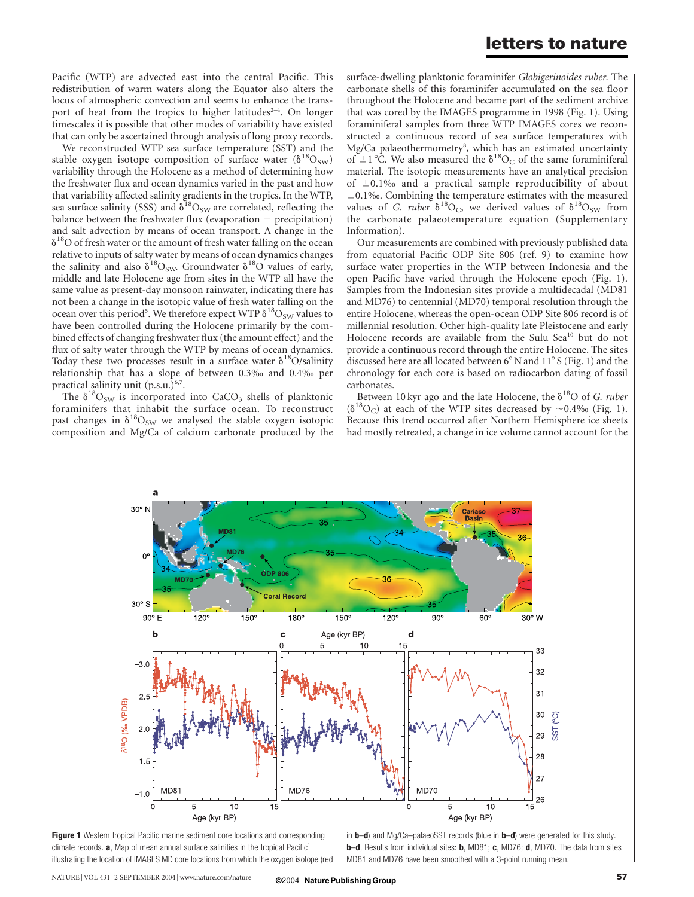Pacific (WTP) are advected east into the central Pacific. This redistribution of warm waters along the Equator also alters the locus of atmospheric convection and seems to enhance the transport of heat from the tropics to higher latitudes[2–4]. On longer timescales it is possible that other modes of variability have existed that can only be ascertained through analysis of long proxy records.

We reconstructed WTP sea surface temperature (SST) and the stable oxygen isotope composition of surface water ($\delta^{18}O_{SW}$) variability through the Holocene as a method of determining how the freshwater flux and ocean dynamics varied in the past and how that variability affected salinity gradients in the tropics. In the WTP, sea surface salinity (SSS) and $\delta^{18}O_{SW}$ are correlated, reflecting the balance between the freshwater flux (evaporation − precipitation) and salt advection by means of ocean transport. A change in the $\delta^{18}O$ of fresh water or the amount of fresh water falling on the ocean relative to inputs of salty water by means of ocean dynamics changes the salinity and also $\delta^{18}O_{SW}$. Groundwater $\delta^{18}O$ values of early, middle and late Holocene age from sites in the WTP all have the same value as present-day monsoon rainwater, indicating there has not been a change in the isotopic value of fresh water falling on the ocean over this period[5]. We therefore expect WTP $\delta^{18}O_{SW}$ values to have been controlled during the Holocene primarily by the combined effects of changing freshwater flux (the amount effect) and the flux of salty water through the WTP by means of ocean dynamics. Today these two processes result in a surface water $\delta^{18}O$/salinity relationship that has a slope of between 0.3‰ and 0.4‰ per practical salinity unit (p.s.u.)[6,7].

The $\delta^{18}O_{SW}$ is incorporated into $CaCO_3$ shells of planktonic foraminifers that inhabit the surface ocean. To reconstruct past changes in $\delta^{18}O_{SW}$ we analysed the stable oxygen isotopic composition and Mg/Ca of calcium carbonate produced by the surface-dwelling planktonic foraminifer *Globigerinoides ruber*. The carbonate shells of this foraminifer accumulated on the sea floor throughout the Holocene and became part of the sediment archive that was cored by the IMAGES programme in 1998 (Fig. 1). Using foraminiferal samples from three WTP IMAGES cores we reconstructed a continuous record of sea surface temperatures with Mg/Ca palaeothermometry[8], which has an estimated uncertainty of ±1 °C. We also measured the $\delta^{18}O_C$ of the same foraminiferal material. The isotopic measurements have an analytical precision of ±0.1‰ and a practical sample reproducibility of about ±0.1‰. Combining the temperature estimates with the measured values of *G. ruber* $\delta^{18}O_C$, we derived values of $\delta^{18}O_{SW}$ from the carbonate palaeotemperature equation (Supplementary Information).

Our measurements are combined with previously published data from equatorial Pacific ODP Site 806 (ref. 9) to examine how surface water properties in the WTP between Indonesia and the open Pacific have varied through the Holocene epoch (Fig. 1). Samples from the Indonesian sites provide a multidecadal (MD81 and MD76) to centennial (MD70) temporal resolution through the entire Holocene, whereas the open-ocean ODP Site 806 record is of millennial resolution. Other high-quality late Pleistocene and early Holocene records are available from the Sulu Sea[10] but do not provide a continuous record through the entire Holocene. The sites discussed here are all located between 6° N and 11° S (Fig. 1) and the chronology for each core is based on radiocarbon dating of fossil carbonates.

Between 10 kyr ago and the late Holocene, the $\delta^{18}O$ of *G. ruber* ($\delta^{18}O_C$) at each of the WTP sites decreased by ~0.4‰ (Fig. 1). Because this trend occurred after Northern Hemisphere ice sheets had mostly retreated, a change in ice volume cannot account for the

**Figure 1** Western tropical Pacific marine sediment core locations and corresponding climate records. **a**, Map of mean annual surface salinities in the tropical Pacific[1] illustrating the location of IMAGES MD core locations from which the oxygen isotope (red in **b**–**d**) and Mg/Ca–palaeoSST records (blue in **b**–**d**) were generated for this study. **b**–**d**, Results from individual sites: **b**, MD81; **c**, MD76; **d**, MD70. The data from sites MD81 and MD76 have been smoothed with a 3-point running mean.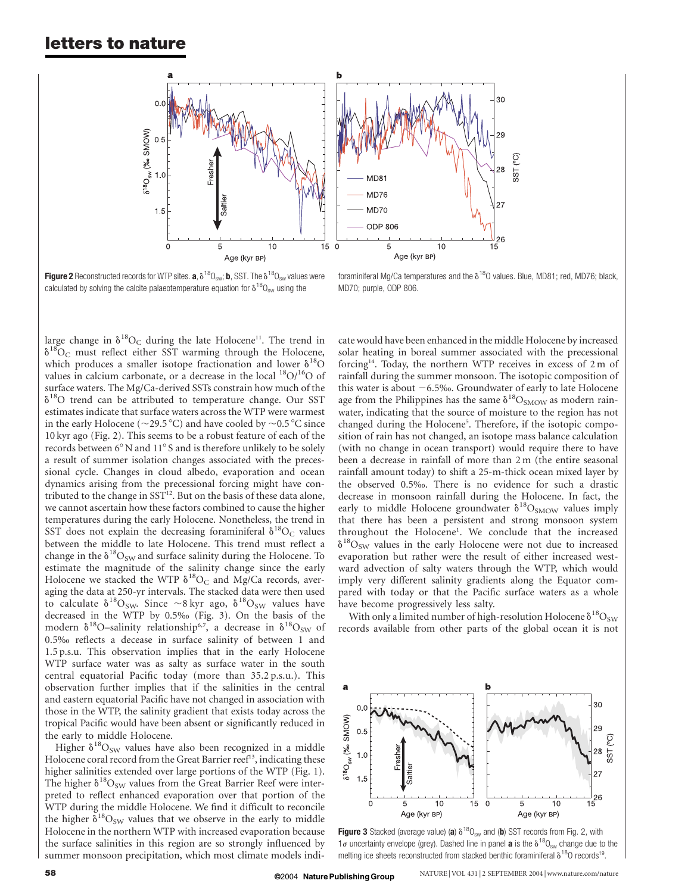Figure 2 Reconstructed records for WTP sites. **a**, $\delta^{18}O_{SW}$; **b**, SST. The $\delta^{18}O_{SW}$ values were calculated by solving the calcite palaeotemperature equation for $\delta^{18}O_{SW}$ using the foraminiferal Mg/Ca temperatures and the $\delta^{18}O$ values. Blue, MD81; red, MD76; black, MD70; purple, ODP 806.

large change in $\delta^{18}O_C$ during the late Holocene[11]. The trend in $\delta^{18}O_C$ must reflect either SST warming through the Holocene, which produces a smaller isotope fractionation and lower $\delta^{18}O$ values in calcium carbonate, or a decrease in the local $^{18}O/^{16}O$ of surface waters. The Mg/Ca-derived SSTs constrain how much of the $\delta^{18}O$ trend can be attributed to temperature change. Our SST estimates indicate that surface waters across the WTP were warmest in the early Holocene (~29.5 °C) and have cooled by ~0.5 °C since 10 kyr ago (Fig. 2). This seems to be a robust feature of each of the records between 6° N and 11° S and is therefore unlikely to be solely a result of summer isolation changes associated with the precessional cycle. Changes in cloud albedo, evaporation and ocean dynamics arising from the precessional forcing might have contributed to the change in SST[12]. But on the basis of these data alone, we cannot ascertain how these factors combined to cause the higher temperatures during the early Holocene. Nonetheless, the trend in SST does not explain the decreasing foraminiferal $\delta^{18}O_C$ values between the middle to late Holocene. This trend must reflect a change in the $\delta^{18}O_{SW}$ and surface salinity during the Holocene. To estimate the magnitude of the salinity change since the early Holocene we stacked the WTP $\delta^{18}O_C$ and Mg/Ca records, averaging the data at 250-yr intervals. The stacked data were then used to calculate $\delta^{18}O_{SW}$. Since ~8 kyr ago, $\delta^{18}O_{SW}$ values have decreased in the WTP by 0.5‰ (Fig. 3). On the basis of the modern $\delta^{18}O$–salinity relationship[6,7], a decrease in $\delta^{18}O_{SW}$ of 0.5‰ reflects a decrease in surface salinity of between 1 and 1.5 p.s.u. This observation implies that in the early Holocene WTP surface water was as salty as surface water in the south central equatorial Pacific today (more than 35.2 p.s.u.). This observation further implies that if the salinities in the central and eastern equatorial Pacific have not changed in association with those in the WTP, the salinity gradient that exists today across the tropical Pacific would have been absent or significantly reduced in the early to middle Holocene.

Higher $\delta^{18}O_{SW}$ values have also been recognized in a middle Holocene coral record from the Great Barrier reef[13], indicating these higher salinities extended over large portions of the WTP (Fig. 1). The higher $\delta^{18}O_{SW}$ values from the Great Barrier Reef were interpreted to reflect enhanced evaporation over that portion of the WTP during the middle Holocene. We find it difficult to reconcile the higher $\delta^{18}O_{SW}$ values that we observe in the early to middle Holocene in the northern WTP with increased evaporation because the surface salinities in this region are so strongly influenced by summer monsoon precipitation, which most climate models indicate would have been enhanced in the middle Holocene by increased solar heating in boreal summer associated with the precessional forcing[14]. Today, the northern WTP receives in excess of 2 m of rainfall during the summer monsoon. The isotopic composition of this water is about −6.5‰. Groundwater of early to late Holocene age from the Philippines has the same $\delta^{18}O_{SMOW}$ as modern rainwater, indicating that the source of moisture to the region has not changed during the Holocene[5]. Therefore, if the isotopic composition of rain has not changed, an isotope mass balance calculation (with no change in ocean transport) would require there to have been a decrease in rainfall of more than 2 m (the entire seasonal rainfall amount today) to shift a 25-m-thick ocean mixed layer by the observed 0.5‰. There is no evidence for such a drastic decrease in monsoon rainfall during the Holocene. In fact, the early to middle Holocene groundwater $\delta^{18}O_{SMOW}$ values imply that there has been a persistent and strong monsoon system throughout the Holocene[1]. We conclude that the increased $\delta^{18}O_{SW}$ values in the early Holocene were not due to increased evaporation but rather were the result of either increased westward advection of salty waters through the WTP, which would imply very different salinity gradients along the Equator compared with today or that the Pacific surface waters as a whole have become progressively less salty.

With only a limited number of high-resolution Holocene $\delta^{18}O_{SW}$ records available from other parts of the global ocean it is not

Figure 3 Stacked (average value) (**a**) $\delta^{18}O_{sw}$ and (**b**) SST records from Fig. 2, with $1\sigma$ uncertainty envelope (grey). Dashed line in panel **a** is the $\delta^{18}O_{sw}$ change due to the melting ice sheets reconstructed from stacked benthic foraminiferal $\delta^{18}O$ records[19].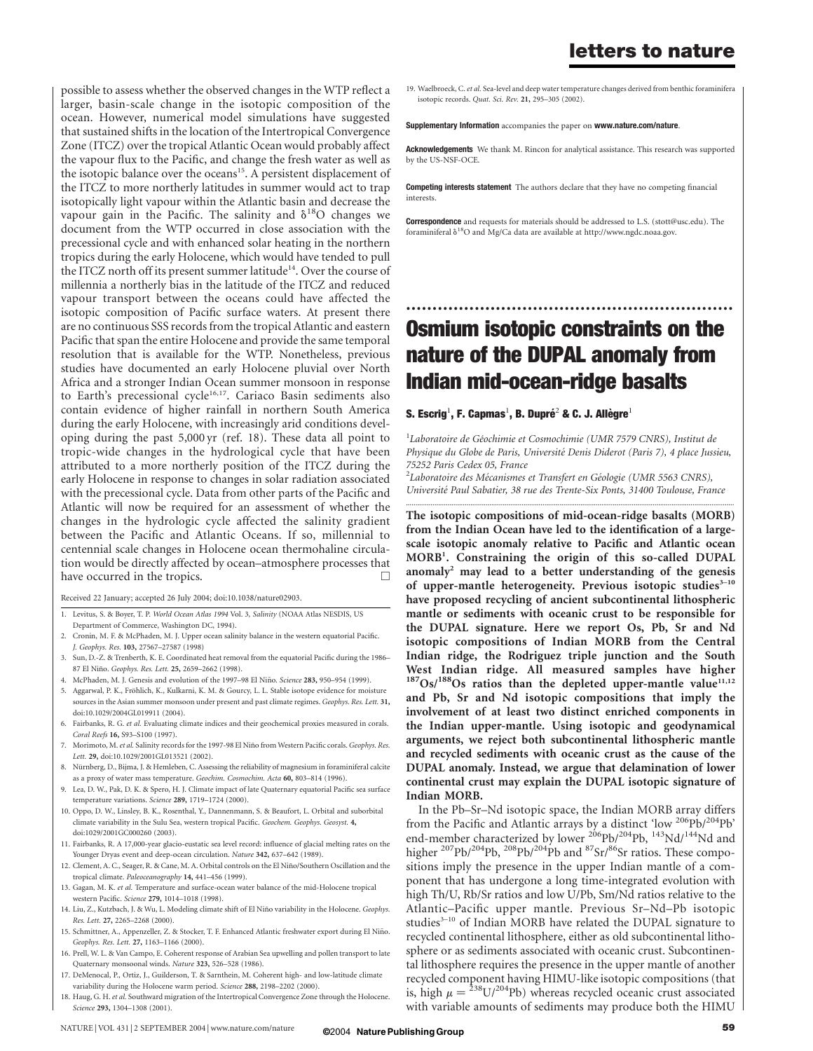possible to assess whether the observed changes in the WTP reflect a larger, basin-scale change in the isotopic composition of the ocean. However, numerical model simulations have suggested that sustained shifts in the location of the Intertropical Convergence Zone (ITCZ) over the tropical Atlantic Ocean would probably affect the vapour flux to the Pacific, and change the fresh water as well as the isotopic balance over the oceans[15]. A persistent displacement of the ITCZ to more northerly latitudes in summer would act to trap isotopically light vapour within the Atlantic basin and decrease the vapour gain in the Pacific. The salinity and $\delta^{18}O$ changes we document from the WTP occurred in close association with the precessional cycle and with enhanced solar heating in the northern tropics during the early Holocene, which would have tended to pull the ITCZ north off its present summer latitude[14]. Over the course of millennia a northerly bias in the latitude of the ITCZ and reduced vapour transport between the oceans could have affected the isotopic composition of Pacific surface waters. At present there are no continuous SSS records from the tropical Atlantic and eastern Pacific that span the entire Holocene and provide the same temporal resolution that is available for the WTP. Nonetheless, previous studies have documented an early Holocene pluvial over North Africa and a stronger Indian Ocean summer monsoon in response to Earth's precessional cycle[16,17]. Cariaco Basin sediments also contain evidence of higher rainfall in northern South America during the early Holocene, with increasingly arid conditions developing during the past 5,000 yr (ref. 18). These data all point to tropic-wide changes in the hydrological cycle that have been attributed to a more northerly position of the ITCZ during the early Holocene in response to changes in solar radiation associated with the precessional cycle. Data from other parts of the Pacific and Atlantic will now be required for an assessment of whether the changes in the hydrologic cycle affected the salinity gradient between the Pacific and Atlantic Oceans. If so, millennial to centennial scale changes in Holocene ocean thermohaline circulation would be directly affected by ocean–atmosphere processes that have occurred in the tropics. □

Received 22 January; accepted 26 July 2004; doi:10.1038/nature02903.

1. Levitus, S. & Boyer, T. P. *World Ocean Atlas 1994* Vol. 3, *Salinity* (NOAA Atlas NESDIS, US Department of Commerce, Washington DC, 1994).
2. Cronin, M. F. & McPhaden, M. J. Upper ocean salinity balance in the western equatorial Pacific. *J. Geophys. Res.* **103,** 27567–27587 (1998)
3. Sun, D.-Z. & Trenberth, K. E. Coordinated heat removal from the equatorial Pacific during the 1986–87 El Niño. *Geophys. Res. Lett.* **25,** 2659–2662 (1998).
4. McPhaden, M. J. Genesis and evolution of the 1997–98 El Niño. *Science* **283,** 950–954 (1999).
5. Aggarwal, P. K., Fröhlich, K., Kulkarni, K. M. & Gourcy, L. L. Stable isotope evidence for moisture sources in the Asian summer monsoon under present and past climate regimes. *Geophys. Res. Lett.* **31,** doi:10.1029/2004GL019911 (2004).
6. Fairbanks, R. G. *et al.* Evaluating climate indices and their geochemical proxies measured in corals. *Coral Reefs* **16,** S93–S100 (1997).
7. Morimoto, M. *et al.* Salinity records for the 1997-98 El Niño from Western Pacific corals. *Geophys. Res. Lett.* **29,** doi:10.1029/2001GL013521 (2002).
8. Nürnberg, D., Bijma, J. & Hemleben, C. Assessing the reliability of magnesium in foraminiferal calcite as a proxy of water mass temperature. *Geochim. Cosmochim. Acta* **60,** 803–814 (1996).
9. Lea, D. W., Pak, D. K. & Spero, H. J. Climate impact of late Quaternary equatorial Pacific sea surface temperature variations. *Science* **289,** 1719–1724 (2000).
10. Oppo, D. W., Linsley, B. K., Rosenthal, Y., Dannenmann, S. & Beaufort, L. Orbital and suborbital climate variability in the Sulu Sea, western tropical Pacific. *Geochem. Geophys. Geosyst.* **4,** doi:10.1029/2001GC000260 (2003).
11. Fairbanks, R. A 17,000-year glacio-eustatic sea level record: influence of glacial melting rates on the Younger Dryas event and deep-ocean circulation. *Nature* **342,** 637–642 (1989).
12. Clement, A. C., Seager, R. & Cane, M. A. Orbital controls on the El Niño/Southern Oscillation and the tropical climate. *Paleoceanography* **14,** 441–456 (1999).
13. Gagan, M. K. *et al.* Temperature and surface-ocean water balance of the mid-Holocene tropical western Pacific. *Science* **279,** 1014–1018 (1998).
14. Liu, Z., Kutzbach, J. & Wu, L. Modeling climate shift of El Niño variability in the Holocene. *Geophys. Res. Lett.* **27,** 2265–2268 (2000).
15. Schmittner, A., Appenzeller, Z. & Stocker, T. F. Enhanced Atlantic freshwater export during El Niño. *Geophys. Res. Lett.* **27,** 1163–1166 (2000).
16. Prell, W. L. & Van Campo, E. Coherent response of Arabian Sea upwelling and pollen transport to late Quaternary monsoonal winds. *Nature* **323,** 526–528 (1986).
17. DeMenocal, P., Ortiz, J., Guilderson, T. & Sarnthein, M. Coherent high- and low-latitude climate variability during the Holocene warm period. *Science* **288,** 2198–2202 (2000).
18. Haug, G. H. *et al.* Southward migration of the Intertropical Convergence Zone through the Holocene. *Science* **293,** 1304–1308 (2001).
19. Waelbroeck, C. *et al.* Sea-level and deep water temperature changes derived from benthic foraminifera isotopic records. *Quat. Sci. Rev.* **21,** 295–305 (2002).

**Supplementary Information** accompanies the paper on **www.nature.com/nature**.

**Acknowledgements** We thank M. Rincon for analytical assistance. This research was supported by the US-NSF-OCE.

**Competing interests statement** The authors declare that they have no competing financial interests.

**Correspondence** and requests for materials should be addressed to L.S. (stott@usc.edu). The foraminiferal $\delta^{18}O$ and Mg/Ca data are available at http://www.ngdc.noaa.gov.

# Osmium isotopic constraints on the nature of the DUPAL anomaly from Indian mid-ocean-ridge basalts

**S. Escrig[1], F. Capmas[1], B. Dupré[2] & C. J. Allègre[1]**

[1] *Laboratoire de Géochimie et Cosmochimie (UMR 7579 CNRS), Institut de Physique du Globe de Paris, Université Denis Diderot (Paris 7), 4 place Jussieu, 75252 Paris Cedex 05, France*

[2] *Laboratoire des Mécanismes et Transfert en Géologie (UMR 5563 CNRS), Université Paul Sabatier, 38 rue des Trente-Six Ponts, 31400 Toulouse, France*

**The isotopic compositions of mid-ocean-ridge basalts (MORB) from the Indian Ocean have led to the identification of a large-scale isotopic anomaly relative to Pacific and Atlantic ocean MORB[1]. Constraining the origin of this so-called DUPAL anomaly[2] may lead to a better understanding of the genesis of upper-mantle heterogeneity. Previous isotopic studies[3–10] have proposed recycling of ancient subcontinental lithospheric mantle or sediments with oceanic crust to be responsible for the DUPAL signature. Here we report Os, Pb, Sr and Nd isotopic compositions of Indian MORB from the Central Indian ridge, the Rodriguez triple junction and the South West Indian ridge. All measured samples have higher $^{187}Os/^{188}Os$ ratios than the depleted upper-mantle value[11,12] and Pb, Sr and Nd isotopic compositions that imply the involvement of at least two distinct enriched components in the Indian upper-mantle. Using isotopic and geodynamical arguments, we reject both subcontinental lithospheric mantle and recycled sediments with oceanic crust as the cause of the DUPAL anomaly. Instead, we argue that delamination of lower continental crust may explain the DUPAL isotopic signature of Indian MORB.**

In the Pb–Sr–Nd isotopic space, the Indian MORB array differs from the Pacific and Atlantic arrays by a distinct 'low $^{206}Pb/^{204}Pb$' end-member characterized by lower $^{206}Pb/^{204}Pb$, $^{143}Nd/^{144}Nd$ and higher $^{207}Pb/^{204}Pb$, $^{208}Pb/^{204}Pb$ and $^{87}Sr/^{86}Sr$ ratios. These compositions imply the presence in the upper Indian mantle of a component that has undergone a long time-integrated evolution with high Th/U, Rb/Sr ratios and low U/Pb, Sm/Nd ratios relative to the Atlantic–Pacific upper mantle. Previous Sr–Nd–Pb isotopic studies[3–10] of Indian MORB have related the DUPAL signature to recycled continental lithosphere, either as old subcontinental lithosphere or as sediments associated with oceanic crust. Subcontinental lithosphere requires the presence in the upper mantle of another recycled component having HIMU-like isotopic compositions (that is, high $\mu = {}^{238}U/{}^{204}Pb$) whereas recycled oceanic crust associated with variable amounts of sediments may produce both the HIMU